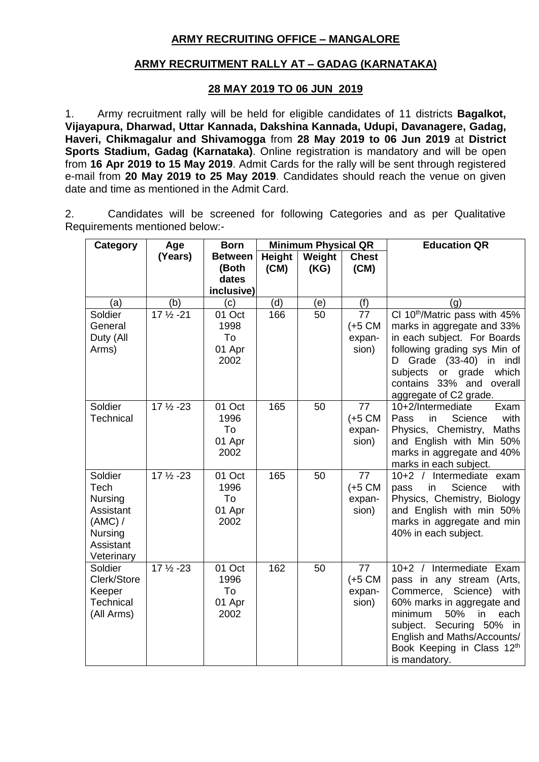## ARMY RECRUITING OFFICE – MANGALORE

## ARMY RECRUITMENT RALLY AT – GADAG (KARNATAKA)

## 28 MAY 2019 TO 06 JUN 2019

1. Army recruitment rally will be held for eligible candidates of 11 districts **Bagalkot, Vijayapura, Dharwad, Uttar Kannada, Dakshina Kannada, Udupi, Davanagere, Gadag, Haveri, Chikmagalur and Shivamogga** from **28 May 2019 to 06 Jun 2019** at **District Sports Stadium, Gadag (Karnataka)**. Online registration is mandatory and will be open from **16 Apr 2019 to 15 May 2019**. Admit Cards for the rally will be sent through registered e-mail from **20 May 2019 to 25 May 2019**. Candidates should reach the venue on given date and time as mentioned in the Admit Card.

2. Candidates will be screened for following Categories and as per Qualitative Requirements mentioned below:-

| Category | Age (Years) | Born Between (Both dates inclusive) | Minimum Physical QR | | | Education QR |
|---|---|---|---|---|---|---|
| | | | Height (CM) | Weight (KG) | Chest (CM) | |
| (a) | (b) | (c) | (d) | (e) | (f) | (g) |
| Soldier General Duty (All Arms) | 17 ½ -21 | 01 Oct 1998 To 01 Apr 2002 | 166 | 50 | 77 (+5 CM expan-sion) | Cl 10th/Matric pass with 45% marks in aggregate and 33% in each subject. For Boards following grading sys Min of D Grade (33-40) in indl subjects or grade which contains 33% and overall aggregate of C2 grade. |
| Soldier Technical | 17 ½ -23 | 01 Oct 1996 To 01 Apr 2002 | 165 | 50 | 77 (+5 CM expan-sion) | 10+2/Intermediate Exam Pass in Science with Physics, Chemistry, Maths and English with Min 50% marks in aggregate and 40% marks in each subject. |
| Soldier Tech Nursing Assistant (AMC) / Nursing Assistant Veterinary | 17 ½ -23 | 01 Oct 1996 To 01 Apr 2002 | 165 | 50 | 77 (+5 CM expan-sion) | 10+2 / Intermediate exam pass in Science with Physics, Chemistry, Biology and English with min 50% marks in aggregate and min 40% in each subject. |
| Soldier Clerk/Store Keeper Technical (All Arms) | 17 ½ -23 | 01 Oct 1996 To 01 Apr 2002 | 162 | 50 | 77 (+5 CM expan-sion) | 10+2 / Intermediate Exam pass in any stream (Arts, Commerce, Science) with 60% marks in aggregate and minimum 50% in each subject. Securing 50% in English and Maths/Accounts/ Book Keeping in Class 12th is mandatory. |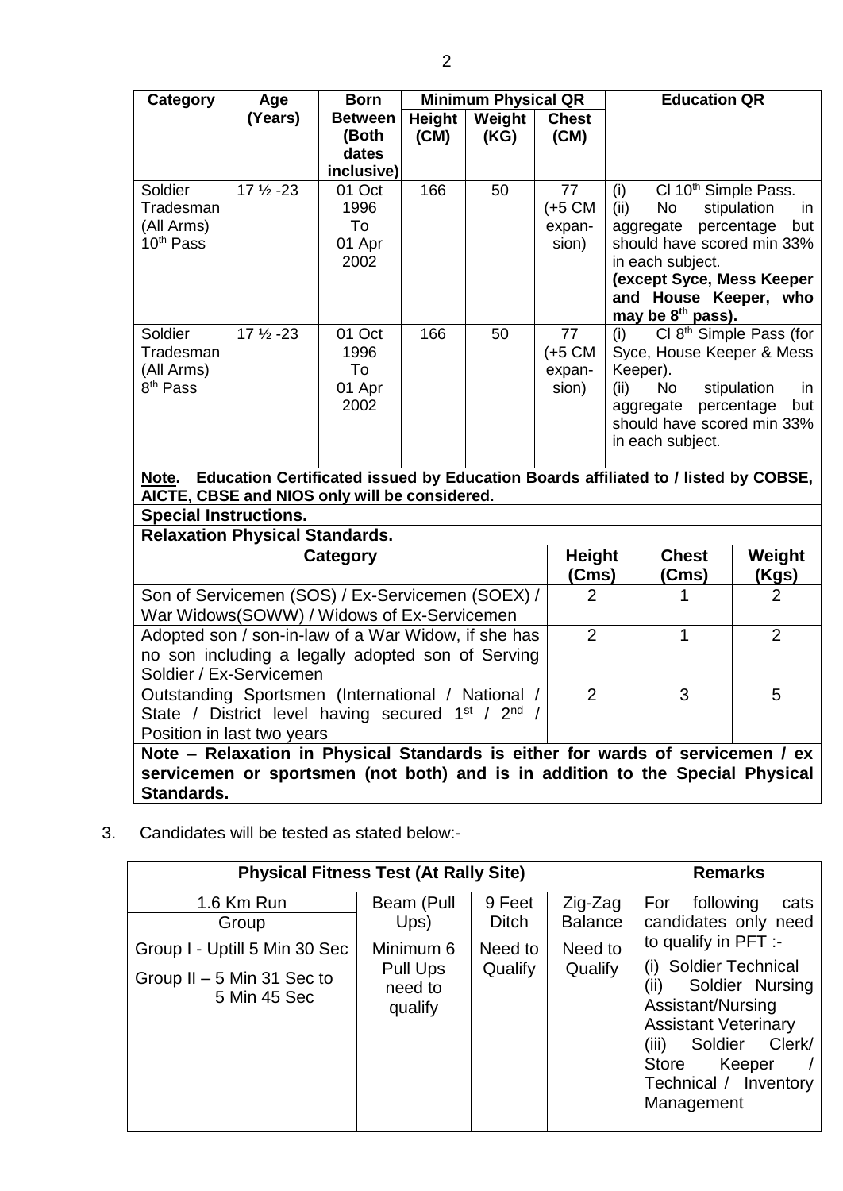| Category | Age (Years) | Born Between (Both dates inclusive) | Minimum Physical QR | | | Education QR |
|---|---|---|---|---|---|---|
| | | | Height (CM) | Weight (KG) | Chest (CM) | |
| Soldier Tradesman (All Arms) 10th Pass | 17 ½ -23 | 01 Oct 1996 To 01 Apr 2002 | 166 | 50 | 77 (+5 CM expan-sion) | (i) Cl 10th Simple Pass. (ii) No stipulation in aggregate percentage but should have scored min 33% in each subject. **(except Syce, Mess Keeper and House Keeper, who may be 8th pass).** |
| Soldier Tradesman (All Arms) 8th Pass | 17 ½ -23 | 01 Oct 1996 To 01 Apr 2002 | 166 | 50 | 77 (+5 CM expan-sion) | (i) Cl 8th Simple Pass (for Syce, House Keeper & Mess Keeper). (ii) No stipulation in aggregate percentage but should have scored min 33% in each subject. |

**Note. Education Certificated issued by Education Boards affiliated to / listed by COBSE, AICTE, CBSE and NIOS only will be considered.**

**Special Instructions.**

**Relaxation Physical Standards.**

| Category | Height (Cms) | Chest (Cms) | Weight (Kgs) |
|---|---|---|---|
| Son of Servicemen (SOS) / Ex-Servicemen (SOEX) / War Widows(SOWW) / Widows of Ex-Servicemen | 2 | 1 | 2 |
| Adopted son / son-in-law of a War Widow, if she has no son including a legally adopted son of Serving Soldier / Ex-Servicemen | 2 | 1 | 2 |
| Outstanding Sportsmen (International / National / State / District level having secured 1st / 2nd / Position in last two years | 2 | 3 | 5 |

**Note – Relaxation in Physical Standards is either for wards of servicemen / ex servicemen or sportsmen (not both) and is in addition to the Special Physical Standards.**

3. Candidates will be tested as stated below:-

| Physical Fitness Test (At Rally Site) | | | | Remarks |
|---|---|---|---|---|
| 1.6 Km Run Group | Beam (Pull Ups) | 9 Feet Ditch | Zig-Zag Balance | For following cats candidates only need to qualify in PFT :- (i) Soldier Technical (ii) Soldier Nursing Assistant/Nursing Assistant Veterinary (iii) Soldier Clerk/ Store Keeper / Technical / Inventory Management |
| Group I - Uptill 5 Min 30 Sec<br>Group II – 5 Min 31 Sec to 5 Min 45 Sec | Minimum 6 Pull Ups need to qualify | Need to Qualify | Need to Qualify | |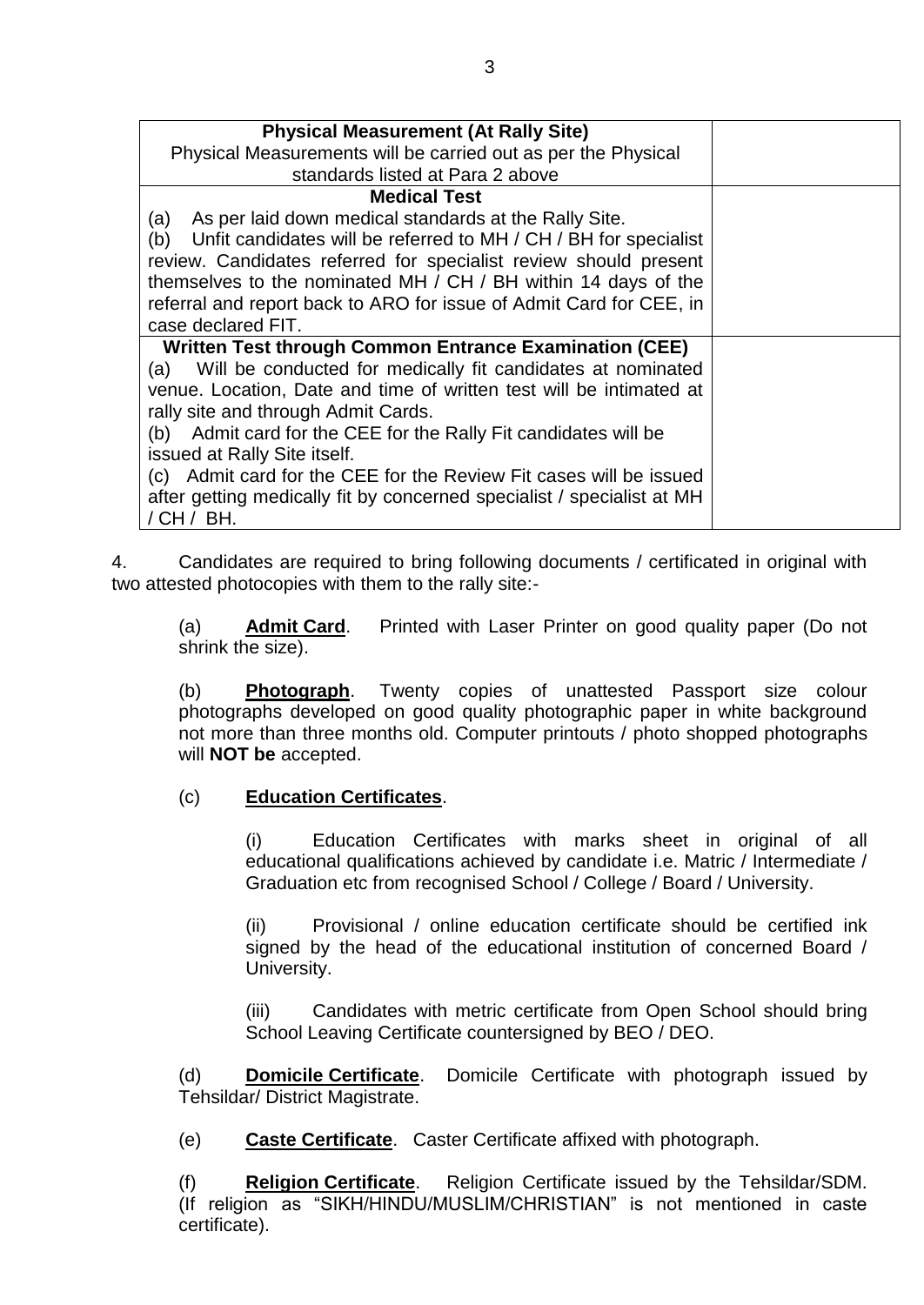| **Physical Measurement (At Rally Site)**<br>Physical Measurements will be carried out as per the Physical standards listed at Para 2 above | |
|---|---|
| **Medical Test**<br>(a) As per laid down medical standards at the Rally Site.<br>(b) Unfit candidates will be referred to MH / CH / BH for specialist review. Candidates referred for specialist review should present themselves to the nominated MH / CH / BH within 14 days of the referral and report back to ARO for issue of Admit Card for CEE, in case declared FIT. | |
| **Written Test through Common Entrance Examination (CEE)**<br>(a) Will be conducted for medically fit candidates at nominated venue. Location, Date and time of written test will be intimated at rally site and through Admit Cards.<br>(b) Admit card for the CEE for the Rally Fit candidates will be issued at Rally Site itself.<br>(c) Admit card for the CEE for the Review Fit cases will be issued after getting medically fit by concerned specialist / specialist at MH / CH / BH. | |

4. Candidates are required to bring following documents / certificated in original with two attested photocopies with them to the rally site:-

(a) **Admit Card**. Printed with Laser Printer on good quality paper (Do not shrink the size).

(b) **Photograph**. Twenty copies of unattested Passport size colour photographs developed on good quality photographic paper in white background not more than three months old. Computer printouts / photo shopped photographs will **NOT be** accepted.

(c) **Education Certificates**.

(i) Education Certificates with marks sheet in original of all educational qualifications achieved by candidate i.e. Matric / Intermediate / Graduation etc from recognised School / College / Board / University.

(ii) Provisional / online education certificate should be certified ink signed by the head of the educational institution of concerned Board / University.

(iii) Candidates with metric certificate from Open School should bring School Leaving Certificate countersigned by BEO / DEO.

(d) **Domicile Certificate**. Domicile Certificate with photograph issued by Tehsildar/ District Magistrate.

(e) **Caste Certificate**. Caster Certificate affixed with photograph.

(f) **Religion Certificate**. Religion Certificate issued by the Tehsildar/SDM. (If religion as "SIKH/HINDU/MUSLIM/CHRISTIAN" is not mentioned in caste certificate).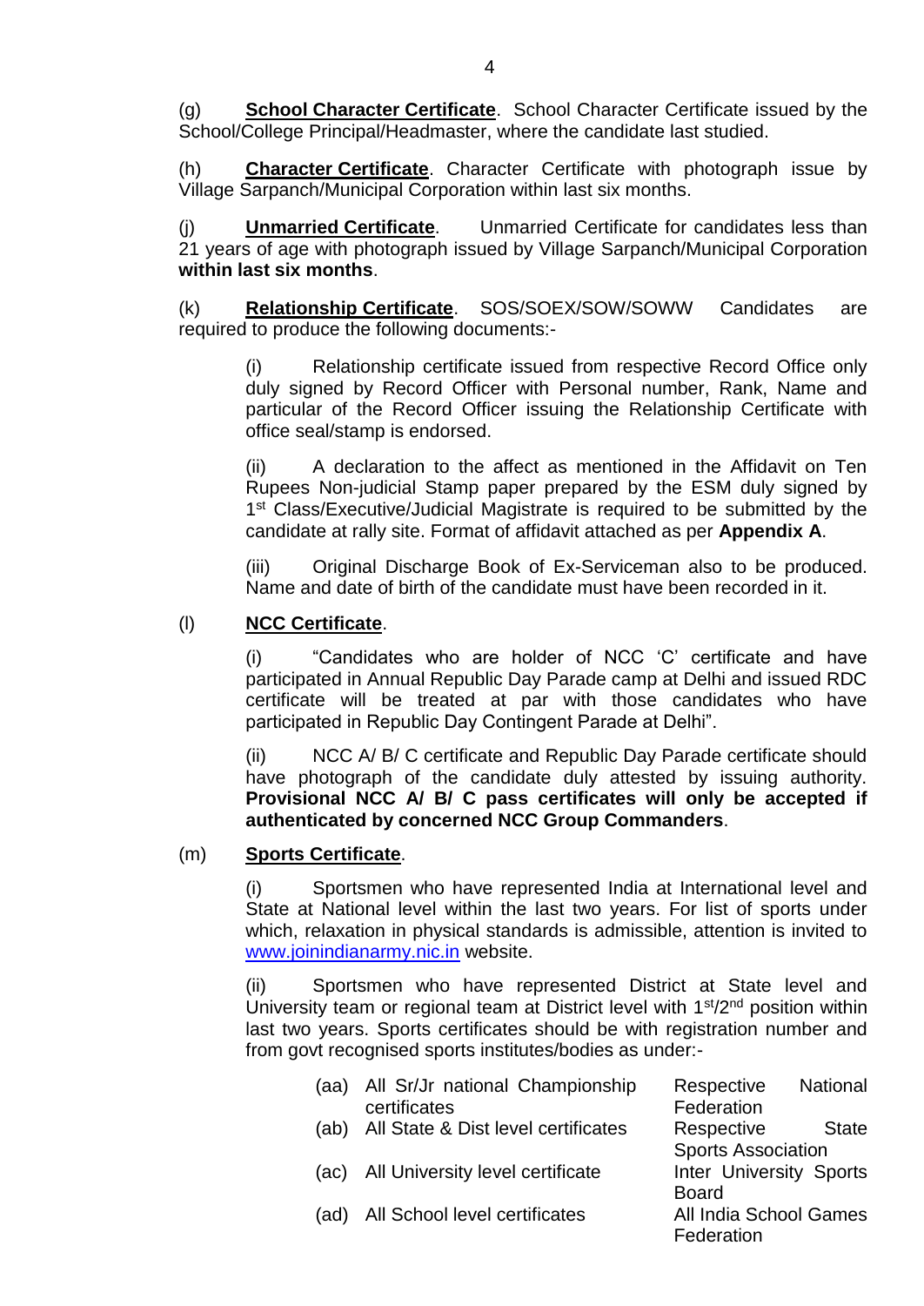(g) **School Character Certificate**. School Character Certificate issued by the School/College Principal/Headmaster, where the candidate last studied.

(h) **Character Certificate**. Character Certificate with photograph issue by Village Sarpanch/Municipal Corporation within last six months.

(j) **Unmarried Certificate**. Unmarried Certificate for candidates less than 21 years of age with photograph issued by Village Sarpanch/Municipal Corporation **within last six months**.

(k) **Relationship Certificate**. SOS/SOEX/SOW/SOWW Candidates are required to produce the following documents:-

(i) Relationship certificate issued from respective Record Office only duly signed by Record Officer with Personal number, Rank, Name and particular of the Record Officer issuing the Relationship Certificate with office seal/stamp is endorsed.

(ii) A declaration to the affect as mentioned in the Affidavit on Ten Rupees Non-judicial Stamp paper prepared by the ESM duly signed by 1st Class/Executive/Judicial Magistrate is required to be submitted by the candidate at rally site. Format of affidavit attached as per **Appendix A**.

(iii) Original Discharge Book of Ex-Serviceman also to be produced. Name and date of birth of the candidate must have been recorded in it.

(l) **NCC Certificate**.

(i) "Candidates who are holder of NCC 'C' certificate and have participated in Annual Republic Day Parade camp at Delhi and issued RDC certificate will be treated at par with those candidates who have participated in Republic Day Contingent Parade at Delhi".

(ii) NCC A/ B/ C certificate and Republic Day Parade certificate should have photograph of the candidate duly attested by issuing authority. **Provisional NCC A/ B/ C pass certificates will only be accepted if authenticated by concerned NCC Group Commanders**.

(m) **Sports Certificate**.

(i) Sportsmen who have represented India at International level and State at National level within the last two years. For list of sports under which, relaxation in physical standards is admissible, attention is invited to www.joinindianarmy.nic.in website.

(ii) Sportsmen who have represented District at State level and University team or regional team at District level with 1st/2nd position within last two years. Sports certificates should be with registration number and from govt recognised sports institutes/bodies as under:-

| | | |
|---|---|---|
| (aa) | All Sr/Jr national Championship certificates | Respective National Federation |
| (ab) | All State & Dist level certificates | Respective State Sports Association |
| (ac) | All University level certificate | Inter University Sports Board |
| (ad) | All School level certificates | All India School Games Federation |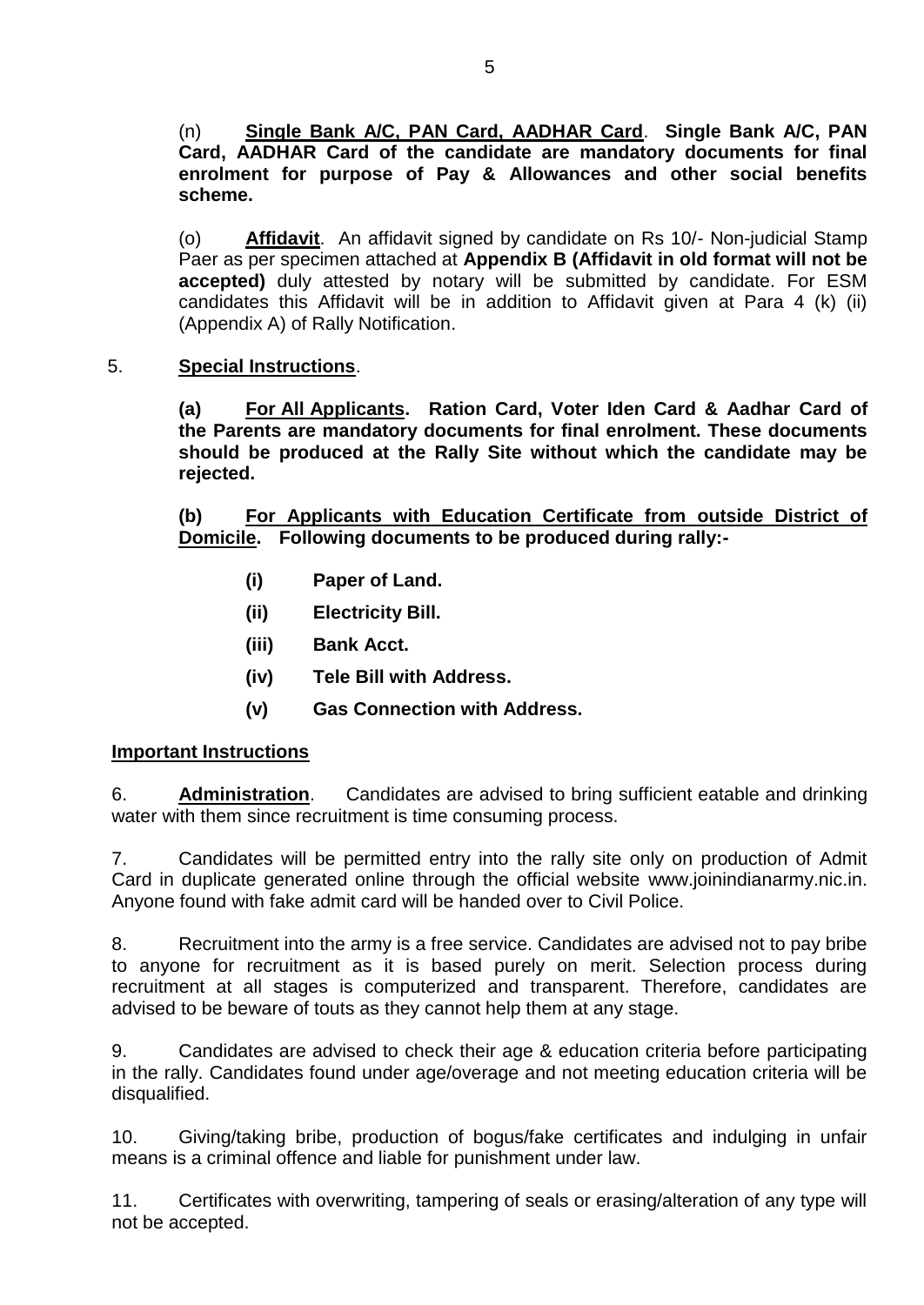(n) **Single Bank A/C, PAN Card, AADHAR Card**. **Single Bank A/C, PAN Card, AADHAR Card of the candidate are mandatory documents for final enrolment for purpose of Pay & Allowances and other social benefits scheme.**

(o) **Affidavit**. An affidavit signed by candidate on Rs 10/- Non-judicial Stamp Paer as per specimen attached at **Appendix B (Affidavit in old format will not be accepted)** duly attested by notary will be submitted by candidate. For ESM candidates this Affidavit will be in addition to Affidavit given at Para 4 (k) (ii) (Appendix A) of Rally Notification.

5. **Special Instructions**.

**(a) For All Applicants. Ration Card, Voter Iden Card & Aadhar Card of the Parents are mandatory documents for final enrolment. These documents should be produced at the Rally Site without which the candidate may be rejected.**

**(b) For Applicants with Education Certificate from outside District of Domicile. Following documents to be produced during rally:-**

**(i) Paper of Land.**

**(ii) Electricity Bill.**

**(iii) Bank Acct.**

**(iv) Tele Bill with Address.**

**(v) Gas Connection with Address.**

**Important Instructions**

6. **Administration**. Candidates are advised to bring sufficient eatable and drinking water with them since recruitment is time consuming process.

7. Candidates will be permitted entry into the rally site only on production of Admit Card in duplicate generated online through the official website www.joinindianarmy.nic.in. Anyone found with fake admit card will be handed over to Civil Police.

8. Recruitment into the army is a free service. Candidates are advised not to pay bribe to anyone for recruitment as it is based purely on merit. Selection process during recruitment at all stages is computerized and transparent. Therefore, candidates are advised to be beware of touts as they cannot help them at any stage.

9. Candidates are advised to check their age & education criteria before participating in the rally. Candidates found under age/overage and not meeting education criteria will be disqualified.

10. Giving/taking bribe, production of bogus/fake certificates and indulging in unfair means is a criminal offence and liable for punishment under law.

11. Certificates with overwriting, tampering of seals or erasing/alteration of any type will not be accepted.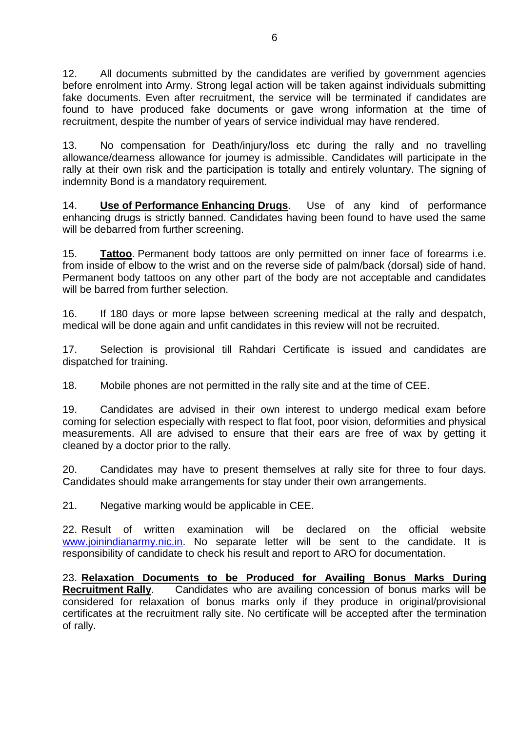12. All documents submitted by the candidates are verified by government agencies before enrolment into Army. Strong legal action will be taken against individuals submitting fake documents. Even after recruitment, the service will be terminated if candidates are found to have produced fake documents or gave wrong information at the time of recruitment, despite the number of years of service individual may have rendered.

13. No compensation for Death/injury/loss etc during the rally and no travelling allowance/dearness allowance for journey is admissible. Candidates will participate in the rally at their own risk and the participation is totally and entirely voluntary. The signing of indemnity Bond is a mandatory requirement.

14. **Use of Performance Enhancing Drugs**. Use of any kind of performance enhancing drugs is strictly banned. Candidates having been found to have used the same will be debarred from further screening.

15. **Tattoo**. Permanent body tattoos are only permitted on inner face of forearms i.e. from inside of elbow to the wrist and on the reverse side of palm/back (dorsal) side of hand. Permanent body tattoos on any other part of the body are not acceptable and candidates will be barred from further selection.

16. If 180 days or more lapse between screening medical at the rally and despatch, medical will be done again and unfit candidates in this review will not be recruited.

17. Selection is provisional till Rahdari Certificate is issued and candidates are dispatched for training.

18. Mobile phones are not permitted in the rally site and at the time of CEE.

19. Candidates are advised in their own interest to undergo medical exam before coming for selection especially with respect to flat foot, poor vision, deformities and physical measurements. All are advised to ensure that their ears are free of wax by getting it cleaned by a doctor prior to the rally.

20. Candidates may have to present themselves at rally site for three to four days. Candidates should make arrangements for stay under their own arrangements.

21. Negative marking would be applicable in CEE.

22. Result of written examination will be declared on the official website www.joinindianarmy.nic.in. No separate letter will be sent to the candidate. It is responsibility of candidate to check his result and report to ARO for documentation.

23. **Relaxation Documents to be Produced for Availing Bonus Marks During Recruitment Rally**. Candidates who are availing concession of bonus marks will be considered for relaxation of bonus marks only if they produce in original/provisional certificates at the recruitment rally site. No certificate will be accepted after the termination of rally.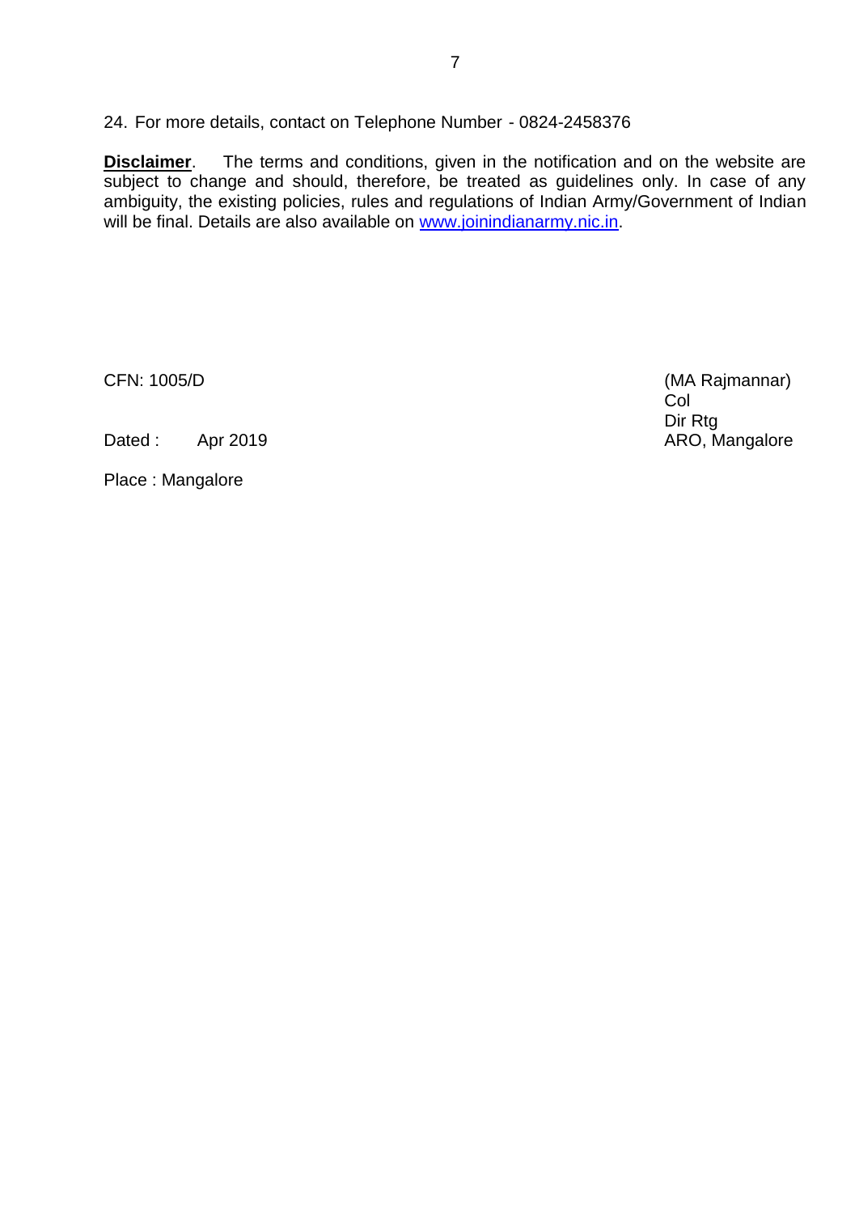24. For more details, contact on Telephone Number - 0824-2458376

**Disclaimer**. The terms and conditions, given in the notification and on the website are subject to change and should, therefore, be treated as guidelines only. In case of any ambiguity, the existing policies, rules and regulations of Indian Army/Government of Indian will be final. Details are also available on [www.joinindianarmy.nic.in](http://www.joinindianarmy.nic.in).

(MA Rajmannar)
Col
Dir Rtg
ARO, Mangalore

CFN: 1005/D

Dated : Apr 2019

Place : Mangalore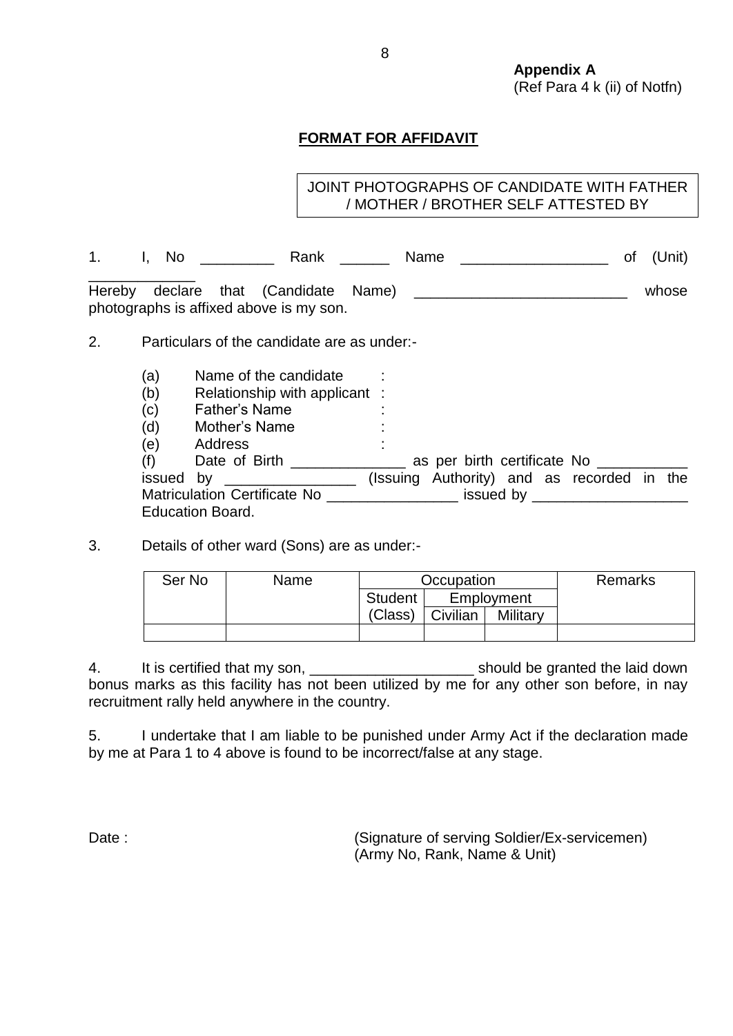**Appendix A**
(Ref Para 4 k (ii) of Notfn)

**FORMAT FOR AFFIDAVIT**

| JOINT PHOTOGRAPHS OF CANDIDATE WITH FATHER / MOTHER / BROTHER SELF ATTESTED BY |
|---|

1. I, No _________ Rank ______ Name _________________ of (Unit) _____________ Hereby declare that (Candidate Name) _________________________ whose photographs is affixed above is my son.

2. Particulars of the candidate are as under:-

   (a) Name of the candidate :
   (b) Relationship with applicant :
   (c) Father's Name :
   (d) Mother's Name :
   (e) Address :
   (f) Date of Birth ______________ as per birth certificate No ___________ issued by ________________ (Issuing Authority) and as recorded in the Matriculation Certificate No ________________ issued by ___________________ Education Board.

3. Details of other ward (Sons) are as under:-

| Ser No | Name | Occupation | | | Remarks |
|---|---|---|---|---|---|
| | | Student (Class) | Employment | | |
| | | | Civilian | Military | |
| | | | | | |

4. It is certified that my son, ____________________ should be granted the laid down bonus marks as this facility has not been utilized by me for any other son before, in nay recruitment rally held anywhere in the country.

5. I undertake that I am liable to be punished under Army Act if the declaration made by me at Para 1 to 4 above is found to be incorrect/false at any stage.

Date :

(Signature of serving Soldier/Ex-servicemen)
(Army No, Rank, Name & Unit)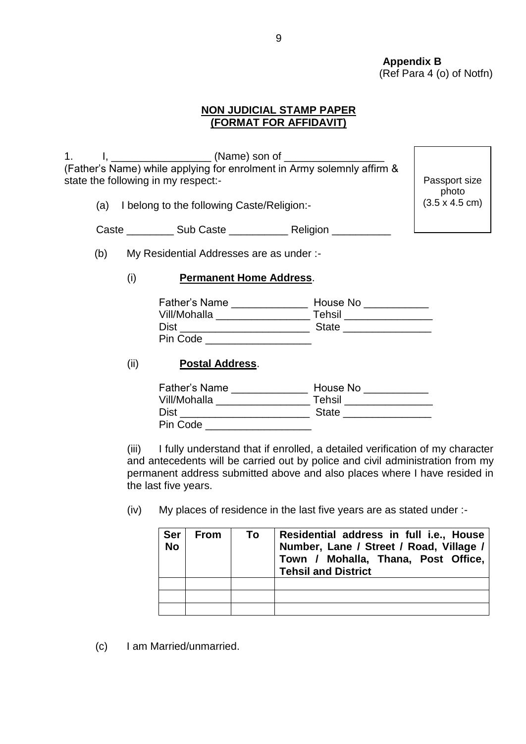**Appendix B**
(Ref Para 4 (o) of Notfn)

## NON JUDICIAL STAMP PAPER
## (FORMAT FOR AFFIDAVIT)

Passport size photo (3.5 x 4.5 cm)

1. I, _________________ (Name) son of _________________ (Father's Name) while applying for enrolment in Army solemnly affirm & state the following in my respect:-

   (a) I belong to the following Caste/Religion:-

   Caste ________ Sub Caste __________ Religion __________

   (b) My Residential Addresses are as under :-

   (i) **Permanent Home Address**.

   Father's Name _____________ House No ___________
   Vill/Mohalla ________________ Tehsil _______________
   Dist ______________________ State _______________
   Pin Code __________________

   (ii) **Postal Address**.

   Father's Name _____________ House No ___________
   Vill/Mohalla ________________ Tehsil _______________
   Dist ______________________ State _______________
   Pin Code __________________

   (iii) I fully understand that if enrolled, a detailed verification of my character and antecedents will be carried out by police and civil administration from my permanent address submitted above and also places where I have resided in the last five years.

   (iv) My places of residence in the last five years are as stated under :-

| Ser No | From | To | Residential address in full i.e., House Number, Lane / Street / Road, Village / Town / Mohalla, Thana, Post Office, Tehsil and District |
|---|---|---|---|
| | | | |
| | | | |
| | | | |

   (c) I am Married/unmarried.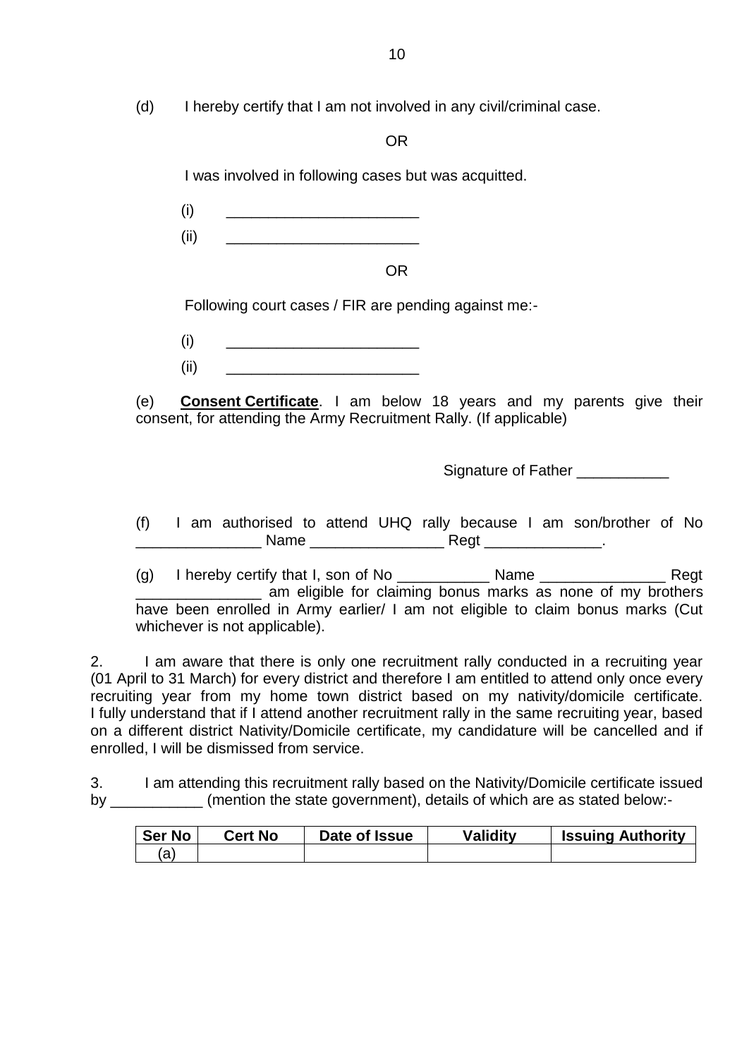(d) I hereby certify that I am not involved in any civil/criminal case.

OR

I was involved in following cases but was acquitted.

(i) _______________________

(ii) _______________________

OR

Following court cases / FIR are pending against me:-

(i) _______________________

(ii) _______________________

(e) **<u>Consent Certificate</u>**. I am below 18 years and my parents give their consent, for attending the Army Recruitment Rally. (If applicable)

Signature of Father ___________

(f) I am authorised to attend UHQ rally because I am son/brother of No _______________ Name ________________ Regt ______________.

(g) I hereby certify that I, son of No ___________ Name _______________ Regt _______________ am eligible for claiming bonus marks as none of my brothers have been enrolled in Army earlier/ I am not eligible to claim bonus marks (Cut whichever is not applicable).

2. I am aware that there is only one recruitment rally conducted in a recruiting year (01 April to 31 March) for every district and therefore I am entitled to attend only once every recruiting year from my home town district based on my nativity/domicile certificate. I fully understand that if I attend another recruitment rally in the same recruiting year, based on a different district Nativity/Domicile certificate, my candidature will be cancelled and if enrolled, I will be dismissed from service.

3. I am attending this recruitment rally based on the Nativity/Domicile certificate issued by ___________ (mention the state government), details of which are as stated below:-

| Ser No | Cert No | Date of Issue | Validity | Issuing Authority |
|---|---|---|---|---|
| (a) | | | | |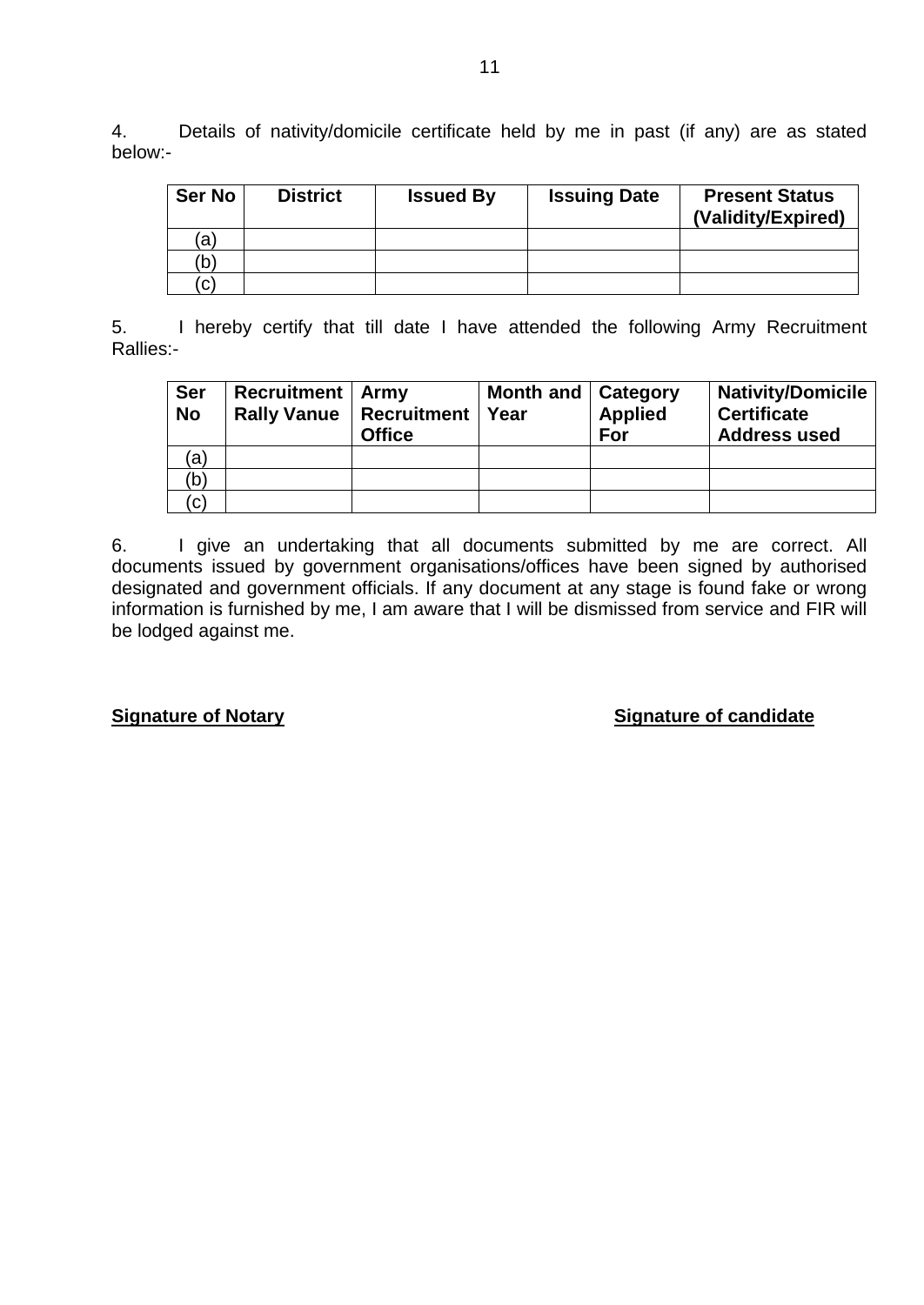4. Details of nativity/domicile certificate held by me in past (if any) are as stated below:-

| Ser No | District | Issued By | Issuing Date | Present Status (Validity/Expired) |
|---|---|---|---|---|
| (a) | | | | |
| (b) | | | | |
| (c) | | | | |

5. I hereby certify that till date I have attended the following Army Recruitment Rallies:-

| Ser No | Recruitment Rally Vanue | Army Recruitment Office | Month and Year | Category Applied For | Nativity/Domicile Certificate Address used |
|---|---|---|---|---|---|
| (a) | | | | | |
| (b) | | | | | |
| (c) | | | | | |

6. I give an undertaking that all documents submitted by me are correct. All documents issued by government organisations/offices have been signed by authorised designated and government officials. If any document at any stage is found fake or wrong information is furnished by me, I am aware that I will be dismissed from service and FIR will be lodged against me.

**Signature of Notary**

**Signature of candidate**